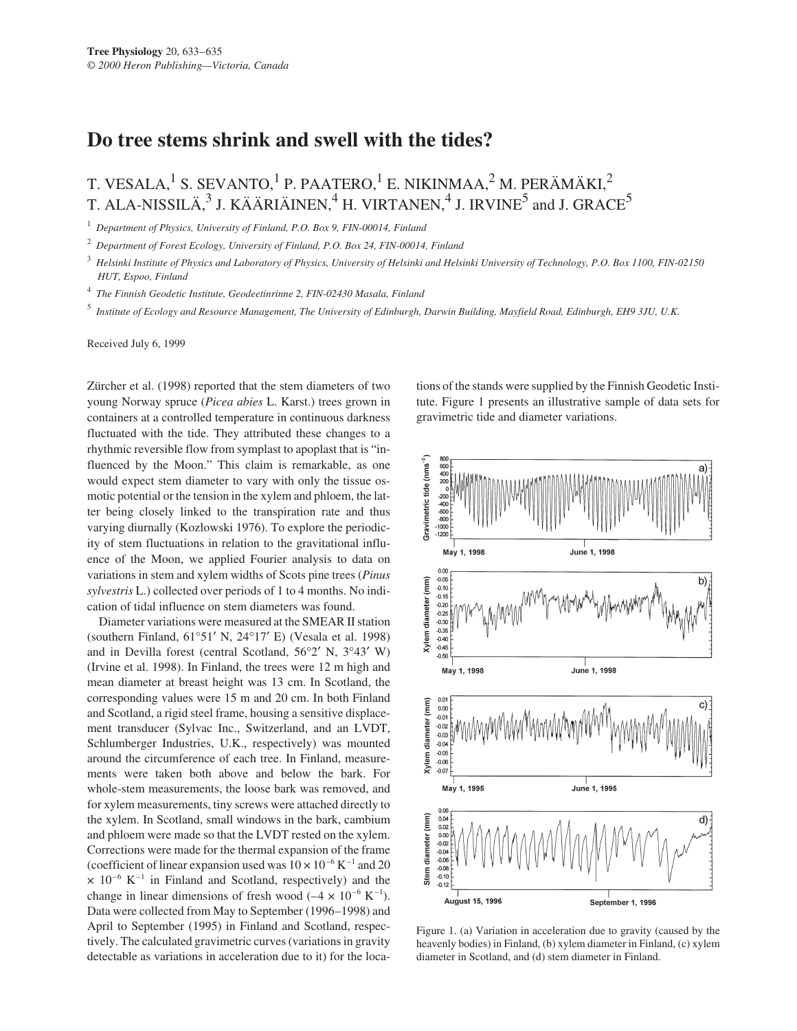# Do tree stems shrink and swell with the tides?

T. VESALA,[1] S. SEVANTO,[1] P. PAATERO,[1] E. NIKINMAA,[2] M. PERÄMÄKI,[2] T. ALA-NISSILÄ,[3] J. KÄÄRIÄINEN,[4] H. VIRTANEN,[4] J. IRVINE[5] and J. GRACE[5]

[1] Department of Physics, University of Finland, P.O. Box 9, FIN-00014, Finland

[2] Department of Forest Ecology, University of Finland, P.O. Box 24, FIN-00014, Finland

[3] Helsinki Institute of Physics and Laboratory of Physics, University of Helsinki and Helsinki University of Technology, P.O. Box 1100, FIN-02150 HUT, Espoo, Finland

[4] The Finnish Geodetic Institute, Geodeetinrinne 2, FIN-02430 Masala, Finland

[5] Institute of Ecology and Resource Management, The University of Edinburgh, Darwin Building, Mayfield Road, Edinburgh, EH9 3JU, U.K.

Received July 6, 1999

Zürcher et al. (1998) reported that the stem diameters of two young Norway spruce (*Picea abies* L. Karst.) trees grown in containers at a controlled temperature in continuous darkness fluctuated with the tide. They attributed these changes to a rhythmic reversible flow from symplast to apoplast that is "influenced by the Moon." This claim is remarkable, as one would expect stem diameter to vary with only the tissue osmotic potential or the tension in the xylem and phloem, the latter being closely linked to the transpiration rate and thus varying diurnally (Kozlowski 1976). To explore the periodicity of stem fluctuations in relation to the gravitational influence of the Moon, we applied Fourier analysis to data on variations in stem and xylem widths of Scots pine trees (*Pinus sylvestris* L.) collected over periods of 1 to 4 months. No indication of tidal influence on stem diameters was found.

Diameter variations were measured at the SMEAR II station (southern Finland, 61°51′ N, 24°17′ E) (Vesala et al. 1998) and in Devilla forest (central Scotland, 56°2′ N, 3°43′ W) (Irvine et al. 1998). In Finland, the trees were 12 m high and mean diameter at breast height was 13 cm. In Scotland, the corresponding values were 15 m and 20 cm. In both Finland and Scotland, a rigid steel frame, housing a sensitive displacement transducer (Sylvac Inc., Switzerland, and an LVDT, Schlumberger Industries, U.K., respectively) was mounted around the circumference of each tree. In Finland, measurements were taken both above and below the bark. For whole-stem measurements, the loose bark was removed, and for xylem measurements, tiny screws were attached directly to the xylem. In Scotland, small windows in the bark, cambium and phloem were made so that the LVDT rested on the xylem. Corrections were made for the thermal expansion of the frame (coefficient of linear expansion used was $10 \times 10^{-6}$ K$^{-1}$ and $20 \times 10^{-6}$ K$^{-1}$ in Finland and Scotland, respectively) and the change in linear dimensions of fresh wood ($-4 \times 10^{-6}$ K$^{-1}$). Data were collected from May to September (1996–1998) and April to September (1995) in Finland and Scotland, respectively. The calculated gravimetric curves (variations in gravity detectable as variations in acceleration due to it) for the locations of the stands were supplied by the Finnish Geodetic Institute. Figure 1 presents an illustrative sample of data sets for gravimetric tide and diameter variations.

Figure 1. (a) Variation in acceleration due to gravity (caused by the heavenly bodies) in Finland, (b) xylem diameter in Finland, (c) xylem diameter in Scotland, and (d) stem diameter in Finland.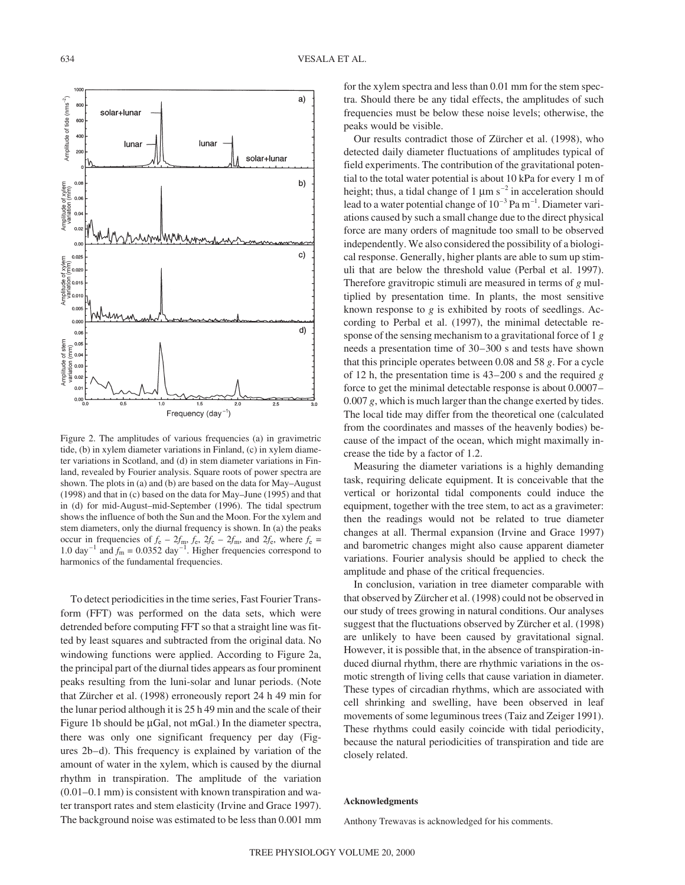Figure 2. The amplitudes of various frequencies (a) in gravimetric tide, (b) in xylem diameter variations in Finland, (c) in xylem diameter variations in Scotland, and (d) in stem diameter variations in Finland, revealed by Fourier analysis. Square roots of power spectra are shown. The plots in (a) and (b) are based on the data for May–August (1998) and that in (c) based on the data for May–June (1995) and that in (d) for mid-August–mid-September (1996). The tidal spectrum shows the influence of both the Sun and the Moon. For the xylem and stem diameters, only the diurnal frequency is shown. In (a) the peaks occur in frequencies of $f_e - 2f_m$, $f_e$, $2f_e - 2f_m$, and $2f_e$, where $f_e$ = 1.0 day$^{-1}$ and $f_m$ = 0.0352 day$^{-1}$. Higher frequencies correspond to harmonics of the fundamental frequencies.

To detect periodicities in the time series, Fast Fourier Transform (FFT) was performed on the data sets, which were detrended before computing FFT so that a straight line was fitted by least squares and subtracted from the original data. No windowing functions were applied. According to Figure 2a, the principal part of the diurnal tides appears as four prominent peaks resulting from the luni-solar and lunar periods. (Note that Zürcher et al. (1998) erroneously report 24 h 49 min for the lunar period although it is 25 h 49 min and the scale of their Figure 1b should be μGal, not mGal.) In the diameter spectra, there was only one significant frequency per day (Figures 2b–d). This frequency is explained by variation of the amount of water in the xylem, which is caused by the diurnal rhythm in transpiration. The amplitude of the variation (0.01–0.1 mm) is consistent with known transpiration and water transport rates and stem elasticity (Irvine and Grace 1997). The background noise was estimated to be less than 0.001 mm for the xylem spectra and less than 0.01 mm for the stem spectra. Should there be any tidal effects, the amplitudes of such frequencies must be below these noise levels; otherwise, the peaks would be visible.

Our results contradict those of Zürcher et al. (1998), who detected daily diameter fluctuations of amplitudes typical of field experiments. The contribution of the gravitational potential to the total water potential is about 10 kPa for every 1 m of height; thus, a tidal change of 1 μm s$^{-2}$ in acceleration should lead to a water potential change of $10^{-3}$ Pa m$^{-1}$. Diameter variations caused by such a small change due to the direct physical force are many orders of magnitude too small to be observed independently. We also considered the possibility of a biological response. Generally, higher plants are able to sum up stimuli that are below the threshold value (Perbal et al. 1997). Therefore gravitropic stimuli are measured in terms of *g* multiplied by presentation time. In plants, the most sensitive known response to *g* is exhibited by roots of seedlings. According to Perbal et al. (1997), the minimal detectable response of the sensing mechanism to a gravitational force of 1 *g* needs a presentation time of 30–300 s and tests have shown that this principle operates between 0.08 and 58 *g*. For a cycle of 12 h, the presentation time is 43–200 s and the required *g* force to get the minimal detectable response is about 0.0007–0.007 *g*, which is much larger than the change exerted by tides. The local tide may differ from the theoretical one (calculated from the coordinates and masses of the heavenly bodies) because of the impact of the ocean, which might maximally increase the tide by a factor of 1.2.

Measuring the diameter variations is a highly demanding task, requiring delicate equipment. It is conceivable that the vertical or horizontal tidal components could induce the equipment, together with the tree stem, to act as a gravimeter: then the readings would not be related to true diameter changes at all. Thermal expansion (Irvine and Grace 1997) and barometric changes might also cause apparent diameter variations. Fourier analysis should be applied to check the amplitude and phase of the critical frequencies.

In conclusion, variation in tree diameter comparable with that observed by Zürcher et al. (1998) could not be observed in our study of trees growing in natural conditions. Our analyses suggest that the fluctuations observed by Zürcher et al. (1998) are unlikely to have been caused by gravitational signal. However, it is possible that, in the absence of transpiration-induced diurnal rhythm, there are rhythmic variations in the osmotic strength of living cells that cause variation in diameter. These types of circadian rhythms, which are associated with cell shrinking and swelling, have been observed in leaf movements of some leguminous trees (Taiz and Zeiger 1991). These rhythms could easily coincide with tidal periodicity, because the natural periodicities of transpiration and tide are closely related.

### Acknowledgments

Anthony Trewavas is acknowledged for his comments.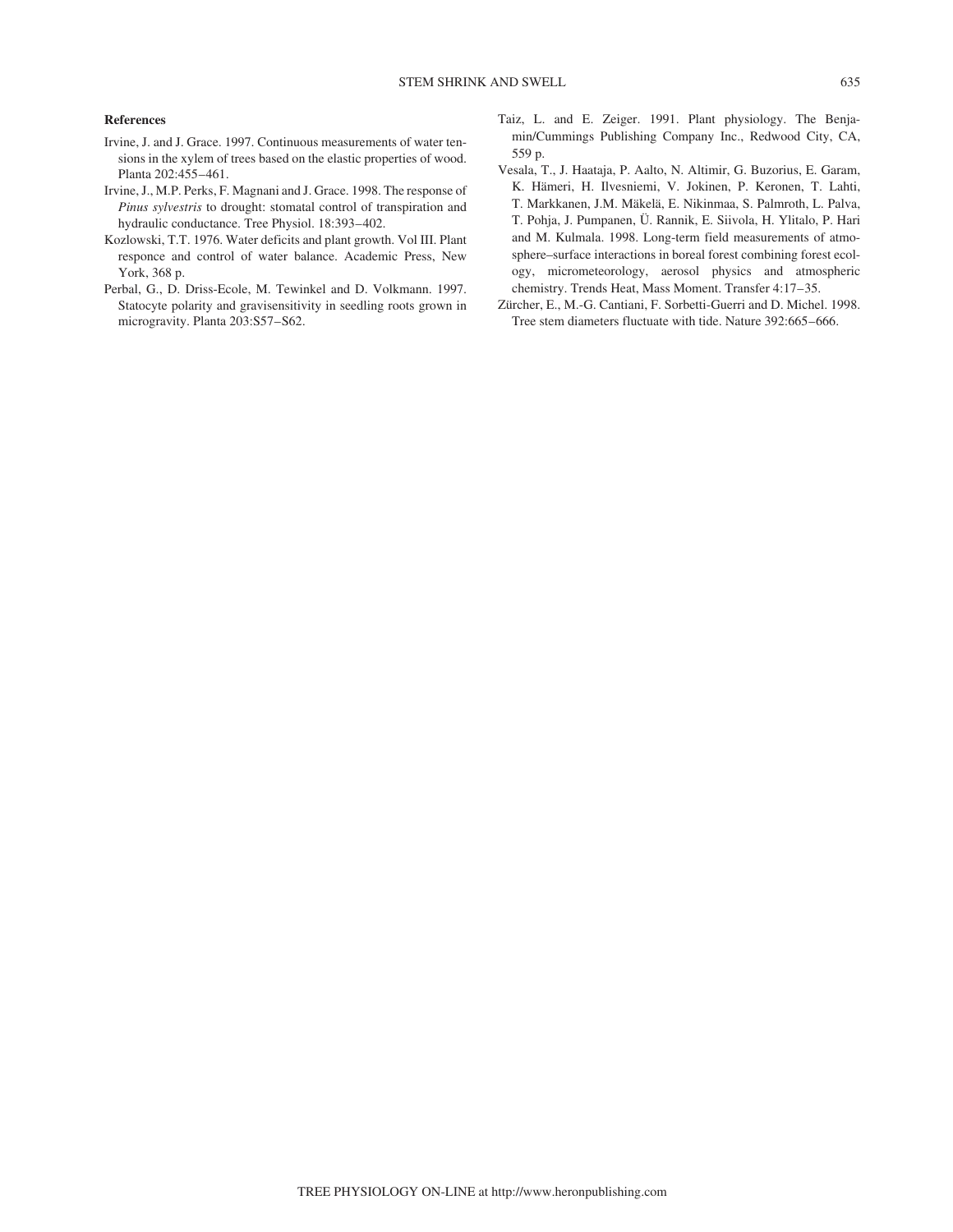**References**

Irvine, J. and J. Grace. 1997. Continuous measurements of water tensions in the xylem of trees based on the elastic properties of wood. Planta 202:455–461.

Irvine, J., M.P. Perks, F. Magnani and J. Grace. 1998. The response of *Pinus sylvestris* to drought: stomatal control of transpiration and hydraulic conductance. Tree Physiol. 18:393–402.

Kozlowski, T.T. 1976. Water deficits and plant growth. Vol III. Plant responce and control of water balance. Academic Press, New York, 368 p.

Perbal, G., D. Driss-Ecole, M. Tewinkel and D. Volkmann. 1997. Statocyte polarity and gravisensitivity in seedling roots grown in microgravity. Planta 203:S57–S62.

Taiz, L. and E. Zeiger. 1991. Plant physiology. The Benjamin/Cummings Publishing Company Inc., Redwood City, CA, 559 p.

Vesala, T., J. Haataja, P. Aalto, N. Altimir, G. Buzorius, E. Garam, K. Hämeri, H. Ilvesniemi, V. Jokinen, P. Keronen, T. Lahti, T. Markkanen, J.M. Mäkelä, E. Nikinmaa, S. Palmroth, L. Palva, T. Pohja, J. Pumpanen, Ü. Rannik, E. Siivola, H. Ylitalo, P. Hari and M. Kulmala. 1998. Long-term field measurements of atmosphere–surface interactions in boreal forest combining forest ecology, micrometeorology, aerosol physics and atmospheric chemistry. Trends Heat, Mass Moment. Transfer 4:17–35.

Zürcher, E., M.-G. Cantiani, F. Sorbetti-Guerri and D. Michel. 1998. Tree stem diameters fluctuate with tide. Nature 392:665–666.